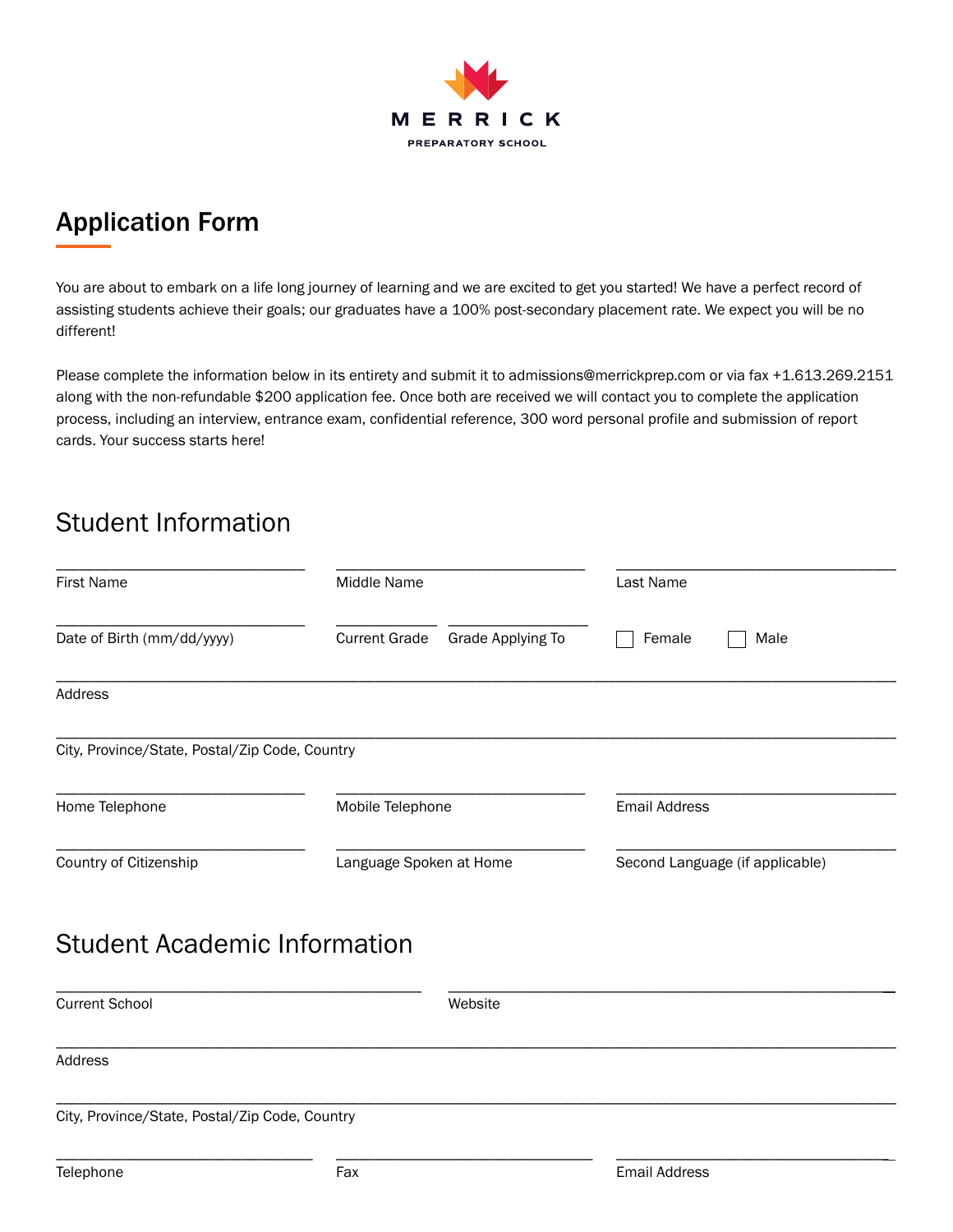MERRICK

PREPARATORY SCHOOL

# Application Form

You are about to embark on a life long journey of learning and we are excited to get you started! We have a perfect record of assisting students achieve their goals; our graduates have a 100% post-secondary placement rate. We expect you will be no different!

Please complete the information below in its entirety and submit it to admissions@merrickprep.com or via fax +1.613.269.2151 along with the non-refundable $200 application fee. Once both are received we will contact you to complete the application process, including an interview, entrance exam, confidential reference, 300 word personal profile and submission of report cards. Your success starts here!

## Student Information

First Name: ______________________

Middle Name: ______________________

Last Name: ______________________

Date of Birth (mm/dd/yyyy): ______________________

Current Grade: __________

Grade Applying To: __________

☐ Female ☐ Male

Address: ______________________________________________

City, Province/State, Postal/Zip Code, Country: ______________________________________________

Home Telephone: ______________________

Mobile Telephone: ______________________

Email Address: ______________________

Country of Citizenship: ______________________

Language Spoken at Home: ______________________

Second Language (if applicable): ______________________

## Student Academic Information

Current School: ______________________

Website: ______________________

Address: ______________________________________________

City, Province/State, Postal/Zip Code, Country: ______________________________________________

Telephone: ______________________

Fax: ______________________

Email Address: ______________________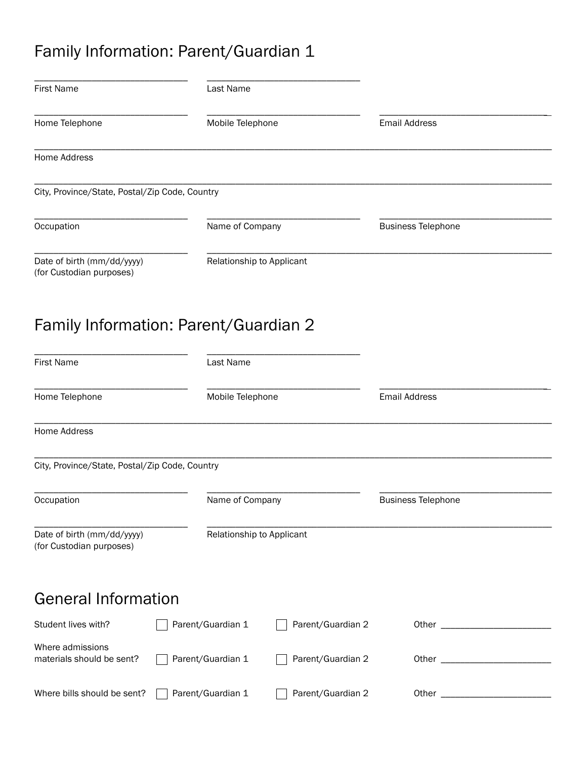## Family Information: Parent/Guardian 1

_______________________________ _______________________________
First Name Last Name

_______________________________ _______________________________ _______________________________
Home Telephone Mobile Telephone Email Address

_____________________________________________________________________________________________
Home Address

_____________________________________________________________________________________________
City, Province/State, Postal/Zip Code, Country

_______________________________ _______________________________ _______________________________
Occupation Name of Company Business Telephone

_______________________________ _____________________________________________________________
Date of birth (mm/dd/yyyy)
(for Custodian purposes)
Relationship to Applicant

## Family Information: Parent/Guardian 2

_______________________________ _______________________________
First Name Last Name

_______________________________ _______________________________ _______________________________
Home Telephone Mobile Telephone Email Address

_____________________________________________________________________________________________
Home Address

_____________________________________________________________________________________________
City, Province/State, Postal/Zip Code, Country

_______________________________ _______________________________ _______________________________
Occupation Name of Company Business Telephone

_______________________________ _____________________________________________________________
Date of birth (mm/dd/yyyy)
(for Custodian purposes)
Relationship to Applicant

## General Information

Student lives with? ☐ Parent/Guardian 1 ☐ Parent/Guardian 2 Other ______________________

Where admissions materials should be sent? ☐ Parent/Guardian 1 ☐ Parent/Guardian 2 Other ______________________

Where bills should be sent? ☐ Parent/Guardian 1 ☐ Parent/Guardian 2 Other ______________________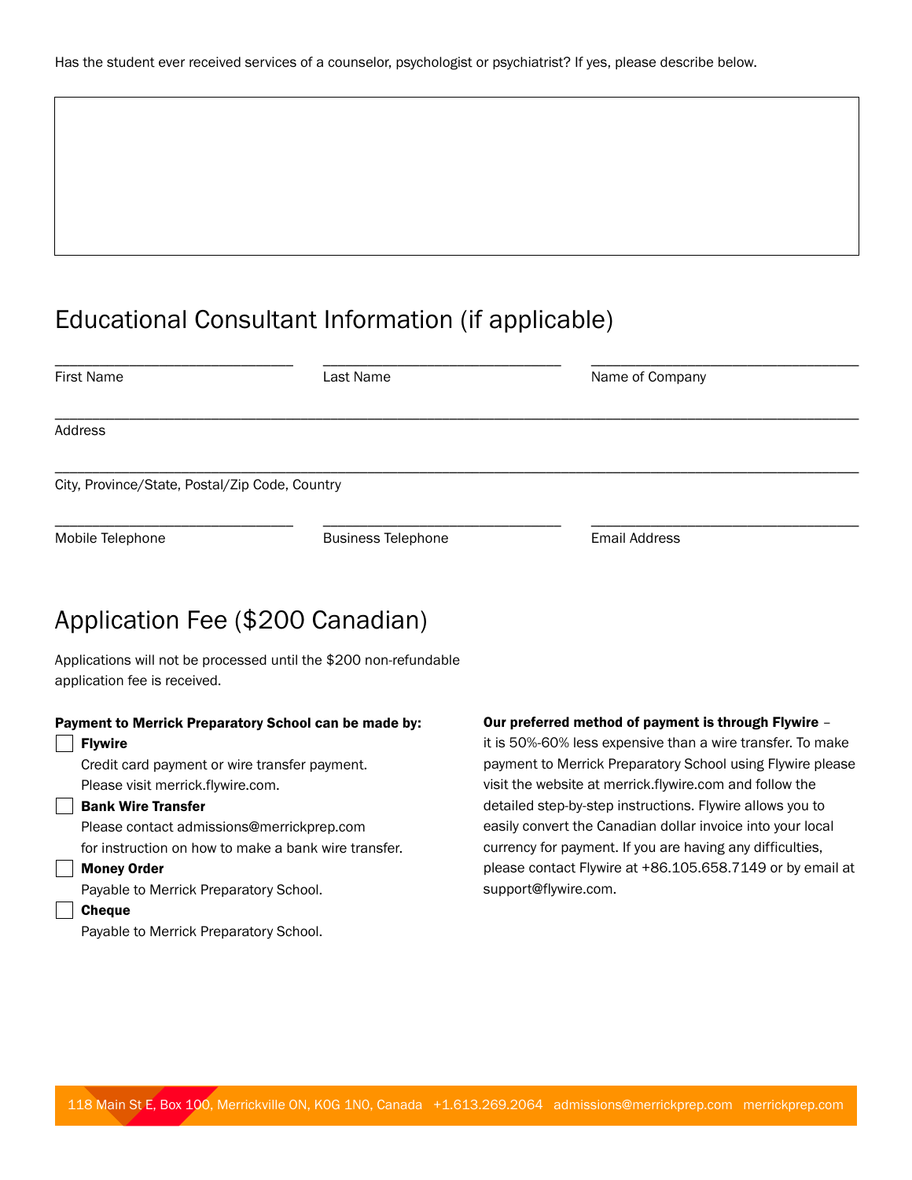Has the student ever received services of a counselor, psychologist or psychiatrist? If yes, please describe below.

## Educational Consultant Information (if applicable)

First Name ______________ Last Name ______________ Name of Company ______________

Address ______________

City, Province/State, Postal/Zip Code, Country ______________

Mobile Telephone ______________ Business Telephone ______________ Email Address ______________

## Application Fee ($200 Canadian)

Applications will not be processed until the $200 non-refundable application fee is received.

**Payment to Merrick Preparatory School can be made by:**

- ☐ **Flywire**
  Credit card payment or wire transfer payment.
  Please visit merrick.flywire.com.
- ☐ **Bank Wire Transfer**
  Please contact admissions@merrickprep.com for instruction on how to make a bank wire transfer.
- ☐ **Money Order**
  Payable to Merrick Preparatory School.
- ☐ **Cheque**
  Payable to Merrick Preparatory School.

**Our preferred method of payment is through Flywire** – it is 50%-60% less expensive than a wire transfer. To make payment to Merrick Preparatory School using Flywire please visit the website at merrick.flywire.com and follow the detailed step-by-step instructions. Flywire allows you to easily convert the Canadian dollar invoice into your local currency for payment. If you are having any difficulties, please contact Flywire at +86.105.658.7149 or by email at support@flywire.com.